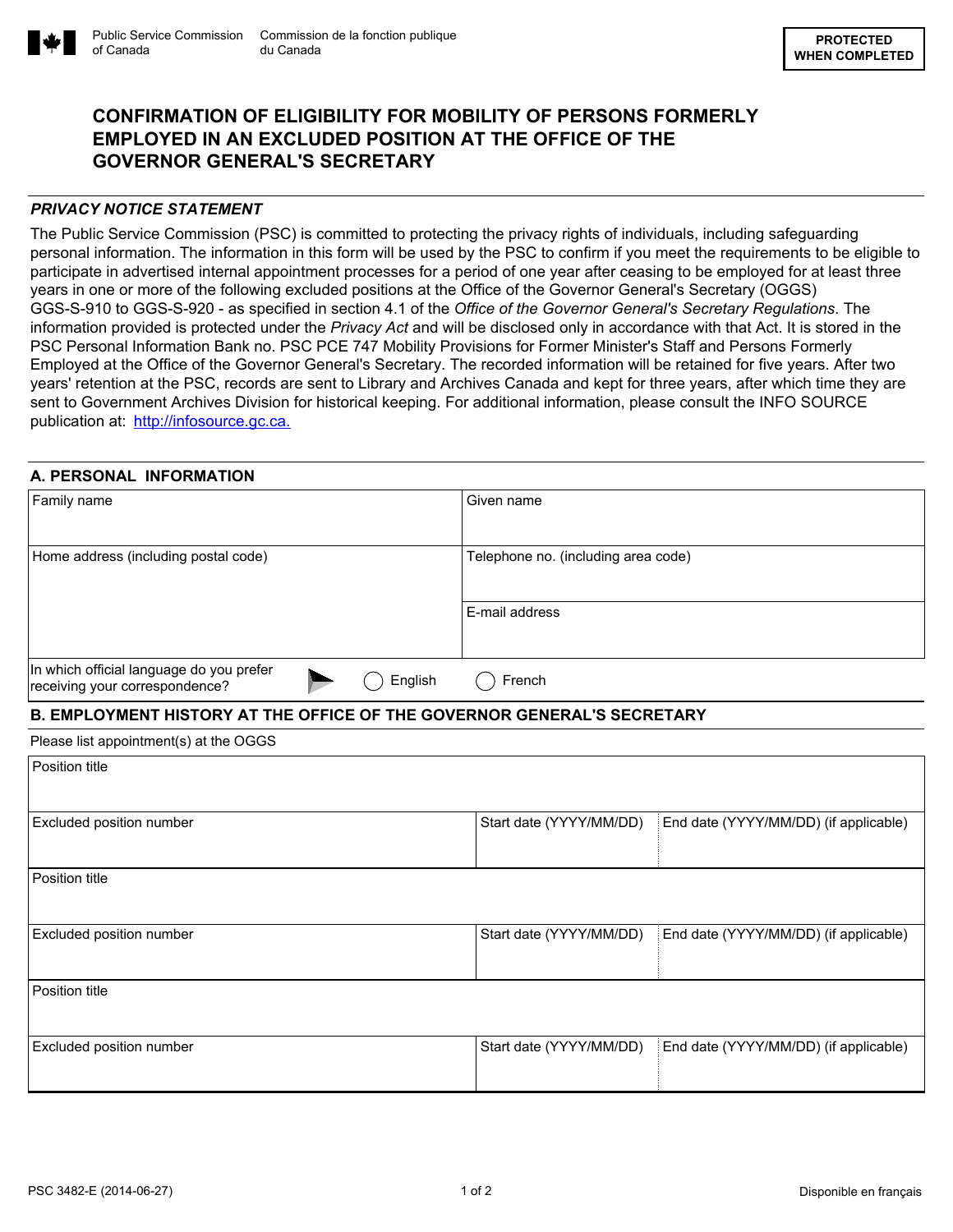Public Service Commission of Canada | Commission de la fonction publique du Canada

**PROTECTED WHEN COMPLETED**

# CONFIRMATION OF ELIGIBILITY FOR MOBILITY OF PERSONS FORMERLY EMPLOYED IN AN EXCLUDED POSITION AT THE OFFICE OF THE GOVERNOR GENERAL'S SECRETARY

### *PRIVACY NOTICE STATEMENT*

The Public Service Commission (PSC) is committed to protecting the privacy rights of individuals, including safeguarding personal information. The information in this form will be used by the PSC to confirm if you meet the requirements to be eligible to participate in advertised internal appointment processes for a period of one year after ceasing to be employed for at least three years in one or more of the following excluded positions at the Office of the Governor General's Secretary (OGGS) GGS-S-910 to GGS-S-920 - as specified in section 4.1 of the *Office of the Governor General's Secretary Regulations*. The information provided is protected under the *Privacy Act* and will be disclosed only in accordance with that Act. It is stored in the PSC Personal Information Bank no. PSC PCE 747 Mobility Provisions for Former Minister's Staff and Persons Formerly Employed at the Office of the Governor General's Secretary. The recorded information will be retained for five years. After two years' retention at the PSC, records are sent to Library and Archives Canada and kept for three years, after which time they are sent to Government Archives Division for historical keeping. For additional information, please consult the INFO SOURCE publication at: http://infosource.gc.ca.

## A. PERSONAL INFORMATION

| Family name | Given name |
|---|---|
| Home address (including postal code) | Telephone no. (including area code) |
| | E-mail address |

In which official language do you prefer receiving your correspondence? ◯ English ◯ French

## B. EMPLOYMENT HISTORY AT THE OFFICE OF THE GOVERNOR GENERAL'S SECRETARY

Please list appointment(s) at the OGGS

| Position title | | |
|---|---|---|
| Excluded position number | Start date (YYYY/MM/DD) | End date (YYYY/MM/DD) (if applicable) |
| Position title | | |
| Excluded position number | Start date (YYYY/MM/DD) | End date (YYYY/MM/DD) (if applicable) |
| Position title | | |
| Excluded position number | Start date (YYYY/MM/DD) | End date (YYYY/MM/DD) (if applicable) |

PSC 3482-E (2014-06-27) | Disponible en français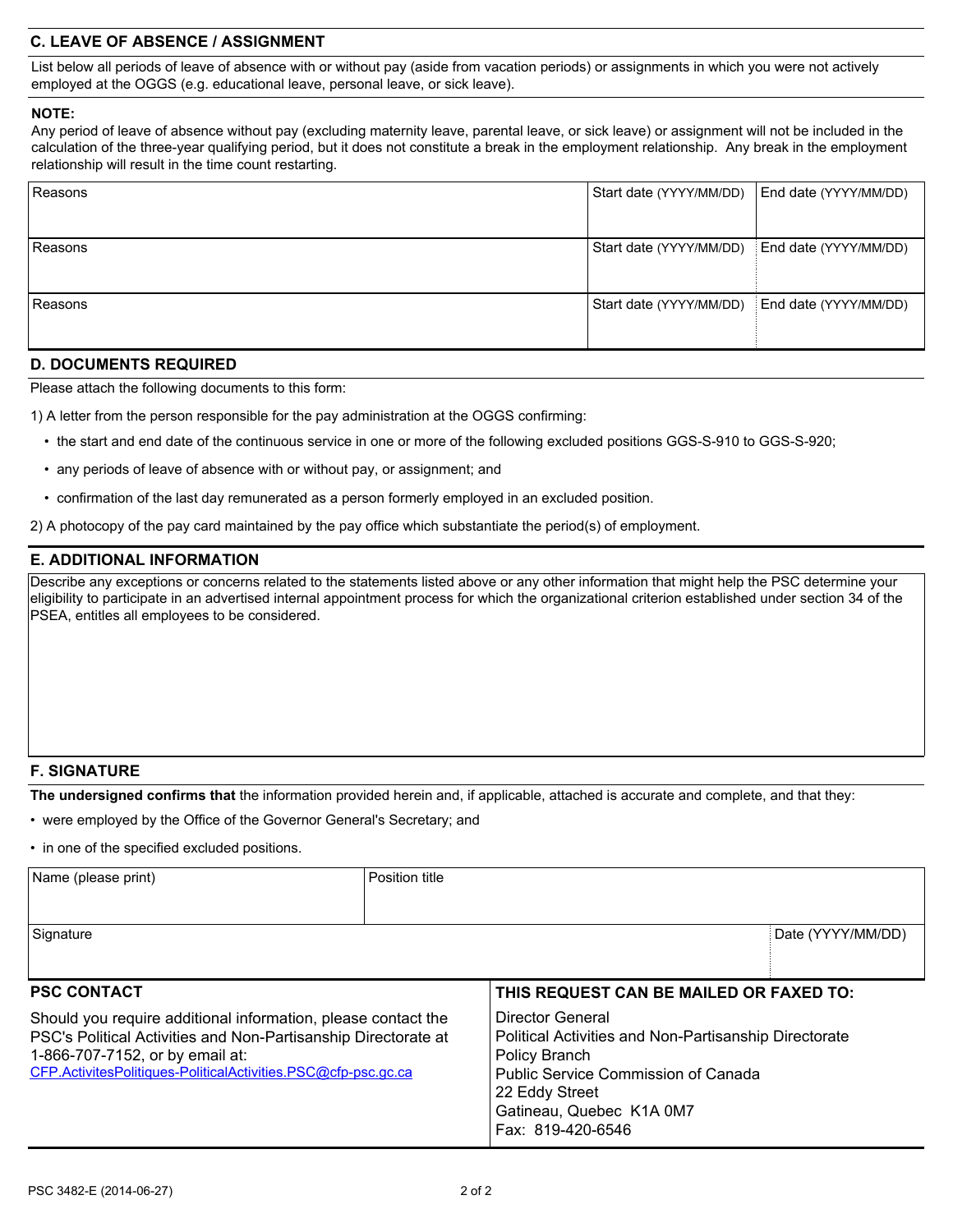## C. LEAVE OF ABSENCE / ASSIGNMENT

List below all periods of leave of absence with or without pay (aside from vacation periods) or assignments in which you were not actively employed at the OGGS (e.g. educational leave, personal leave, or sick leave).

**NOTE:**
Any period of leave of absence without pay (excluding maternity leave, parental leave, or sick leave) or assignment will not be included in the calculation of the three-year qualifying period, but it does not constitute a break in the employment relationship. Any break in the employment relationship will result in the time count restarting.

| | | |
|---|---|---|
| Reasons | Start date (YYYY/MM/DD) | End date (YYYY/MM/DD) |
| Reasons | Start date (YYYY/MM/DD) | End date (YYYY/MM/DD) |
| Reasons | Start date (YYYY/MM/DD) | End date (YYYY/MM/DD) |

## D. DOCUMENTS REQUIRED

Please attach the following documents to this form:

1) A letter from the person responsible for the pay administration at the OGGS confirming:

- the start and end date of the continuous service in one or more of the following excluded positions GGS-S-910 to GGS-S-920;
- any periods of leave of absence with or without pay, or assignment; and
- confirmation of the last day remunerated as a person formerly employed in an excluded position.

2) A photocopy of the pay card maintained by the pay office which substantiate the period(s) of employment.

## E. ADDITIONAL INFORMATION

Describe any exceptions or concerns related to the statements listed above or any other information that might help the PSC determine your eligibility to participate in an advertised internal appointment process for which the organizational criterion established under section 34 of the PSEA, entitles all employees to be considered.

## F. SIGNATURE

**The undersigned confirms that** the information provided herein and, if applicable, attached is accurate and complete, and that they:

- were employed by the Office of the Governor General's Secretary; and
- in one of the specified excluded positions.

| | | |
|---|---|---|
| Name (please print) | Position title | |
| Signature | | Date (YYYY/MM/DD) |

**PSC CONTACT**

Should you require additional information, please contact the PSC's Political Activities and Non-Partisanship Directorate at 1-866-707-7152, or by email at:
CFP.ActivitesPolitiques-PoliticalActivities.PSC@cfp-psc.gc.ca

**THIS REQUEST CAN BE MAILED OR FAXED TO:**

Director General
Political Activities and Non-Partisanship Directorate
Policy Branch
Public Service Commission of Canada
22 Eddy Street
Gatineau, Quebec K1A 0M7
Fax: 819-420-6546

PSC 3482-E (2014-06-27)